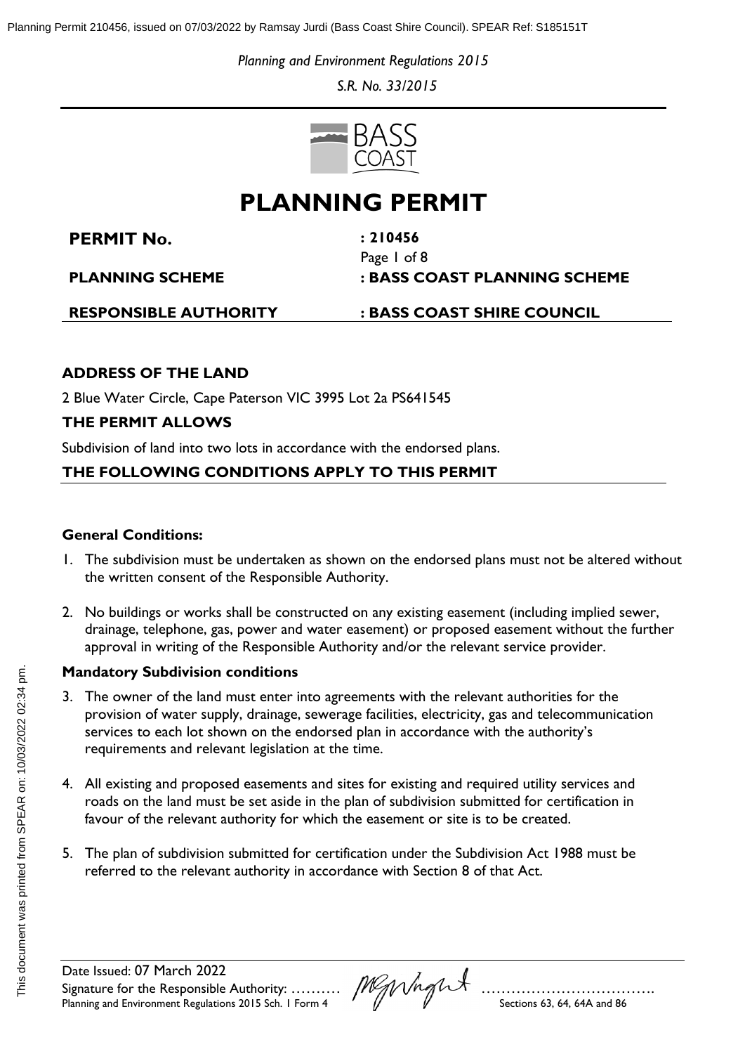*Planning and Environment Regulations 2015*

*S.R. No. 33/2015*

# PLANNING PERMIT

| | |
|---|---|
| **PERMIT No.** | **: 210456** |
| | Page 1 of 8 |
| **PLANNING SCHEME** | **: BASS COAST PLANNING SCHEME** |
| **RESPONSIBLE AUTHORITY** | **: BASS COAST SHIRE COUNCIL** |

## ADDRESS OF THE LAND

2 Blue Water Circle, Cape Paterson VIC 3995 Lot 2a PS641545

## THE PERMIT ALLOWS

Subdivision of land into two lots in accordance with the endorsed plans.

## THE FOLLOWING CONDITIONS APPLY TO THIS PERMIT

### General Conditions:

1. The subdivision must be undertaken as shown on the endorsed plans must not be altered without the written consent of the Responsible Authority.

2. No buildings or works shall be constructed on any existing easement (including implied sewer, drainage, telephone, gas, power and water easement) or proposed easement without the further approval in writing of the Responsible Authority and/or the relevant service provider.

### Mandatory Subdivision conditions

3. The owner of the land must enter into agreements with the relevant authorities for the provision of water supply, drainage, sewerage facilities, electricity, gas and telecommunication services to each lot shown on the endorsed plan in accordance with the authority's requirements and relevant legislation at the time.

4. All existing and proposed easements and sites for existing and required utility services and roads on the land must be set aside in the plan of subdivision submitted for certification in favour of the relevant authority for which the easement or site is to be created.

5. The plan of subdivision submitted for certification under the Subdivision Act 1988 must be referred to the relevant authority in accordance with Section 8 of that Act.

Date Issued: 07 March 2022

Signature for the Responsible Authority: ………. ……………………………….

Planning and Environment Regulations 2015 Sch. 1 Form 4 Sections 63, 64, 64A and 86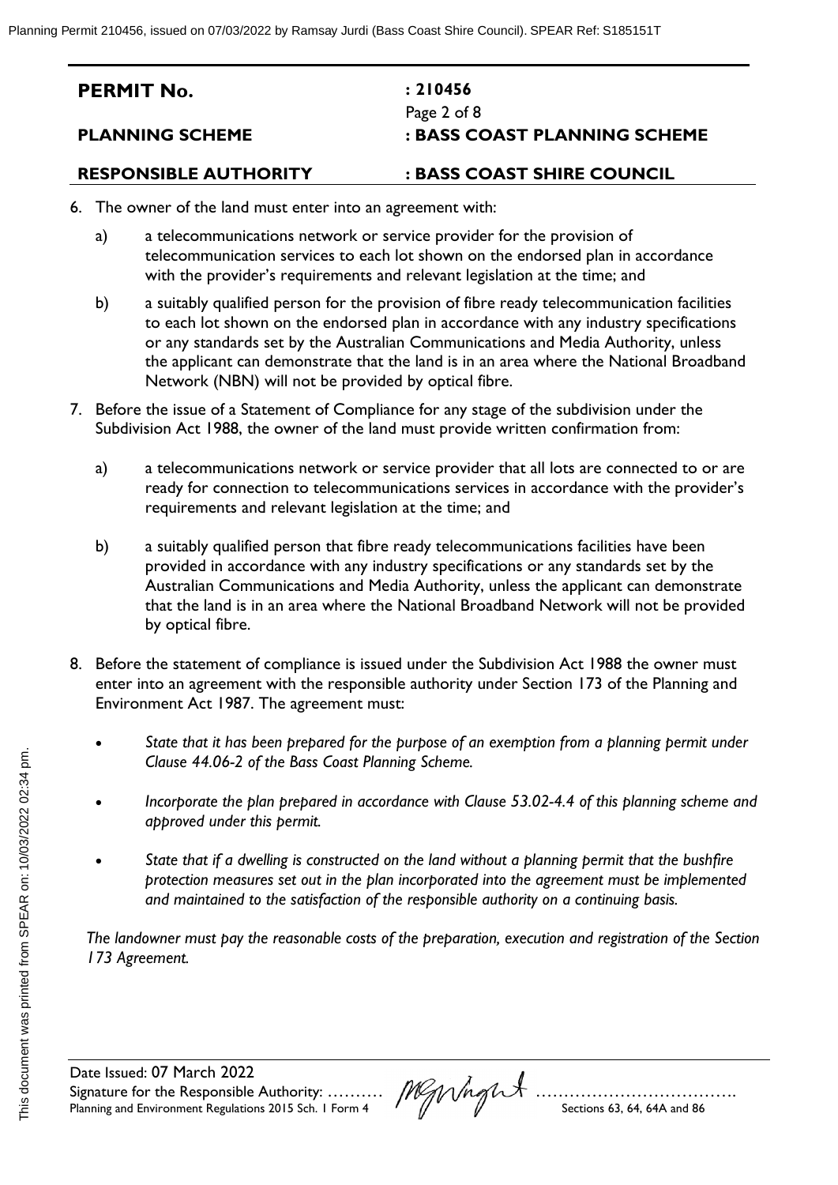| **PERMIT No.** | **: 210456** |
|---|---|
| **PLANNING SCHEME** | **: BASS COAST PLANNING SCHEME** |
| **RESPONSIBLE AUTHORITY** | **: BASS COAST SHIRE COUNCIL** |

6. The owner of the land must enter into an agreement with:

   a) a telecommunications network or service provider for the provision of telecommunication services to each lot shown on the endorsed plan in accordance with the provider's requirements and relevant legislation at the time; and

   b) a suitably qualified person for the provision of fibre ready telecommunication facilities to each lot shown on the endorsed plan in accordance with any industry specifications or any standards set by the Australian Communications and Media Authority, unless the applicant can demonstrate that the land is in an area where the National Broadband Network (NBN) will not be provided by optical fibre.

7. Before the issue of a Statement of Compliance for any stage of the subdivision under the Subdivision Act 1988, the owner of the land must provide written confirmation from:

   a) a telecommunications network or service provider that all lots are connected to or are ready for connection to telecommunications services in accordance with the provider's requirements and relevant legislation at the time; and

   b) a suitably qualified person that fibre ready telecommunications facilities have been provided in accordance with any industry specifications or any standards set by the Australian Communications and Media Authority, unless the applicant can demonstrate that the land is in an area where the National Broadband Network will not be provided by optical fibre.

8. Before the statement of compliance is issued under the Subdivision Act 1988 the owner must enter into an agreement with the responsible authority under Section 173 of the Planning and Environment Act 1987. The agreement must:

   - *State that it has been prepared for the purpose of an exemption from a planning permit under Clause 44.06-2 of the Bass Coast Planning Scheme.*
   - *Incorporate the plan prepared in accordance with Clause 53.02-4.4 of this planning scheme and approved under this permit.*
   - *State that if a dwelling is constructed on the land without a planning permit that the bushfire protection measures set out in the plan incorporated into the agreement must be implemented and maintained to the satisfaction of the responsible authority on a continuing basis.*

   *The landowner must pay the reasonable costs of the preparation, execution and registration of the Section 173 Agreement.*

Date Issued: 07 March 2022
Signature for the Responsible Authority: ..........
Planning and Environment Regulations 2015 Sch. 1 Form 4 — Sections 63, 64, 64A and 86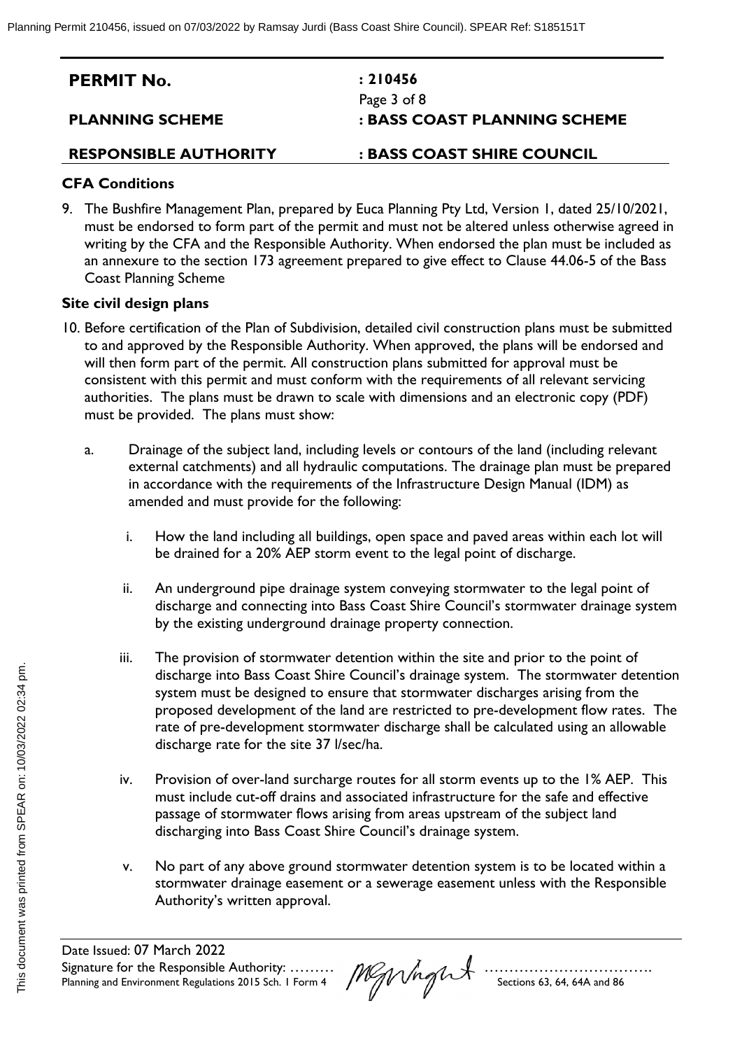| PERMIT No. | : 210456 |
| --- | --- |
| PLANNING SCHEME | : BASS COAST PLANNING SCHEME |
| RESPONSIBLE AUTHORITY | : BASS COAST SHIRE COUNCIL |

### CFA Conditions

9. The Bushfire Management Plan, prepared by Euca Planning Pty Ltd, Version 1, dated 25/10/2021, must be endorsed to form part of the permit and must not be altered unless otherwise agreed in writing by the CFA and the Responsible Authority. When endorsed the plan must be included as an annexure to the section 173 agreement prepared to give effect to Clause 44.06-5 of the Bass Coast Planning Scheme

### Site civil design plans

10. Before certification of the Plan of Subdivision, detailed civil construction plans must be submitted to and approved by the Responsible Authority. When approved, the plans will be endorsed and will then form part of the permit. All construction plans submitted for approval must be consistent with this permit and must conform with the requirements of all relevant servicing authorities. The plans must be drawn to scale with dimensions and an electronic copy (PDF) must be provided. The plans must show:

    a. Drainage of the subject land, including levels or contours of the land (including relevant external catchments) and all hydraulic computations. The drainage plan must be prepared in accordance with the requirements of the Infrastructure Design Manual (IDM) as amended and must provide for the following:

       i. How the land including all buildings, open space and paved areas within each lot will be drained for a 20% AEP storm event to the legal point of discharge.

       ii. An underground pipe drainage system conveying stormwater to the legal point of discharge and connecting into Bass Coast Shire Council's stormwater drainage system by the existing underground drainage property connection.

       iii. The provision of stormwater detention within the site and prior to the point of discharge into Bass Coast Shire Council's drainage system. The stormwater detention system must be designed to ensure that stormwater discharges arising from the proposed development of the land are restricted to pre-development flow rates. The rate of pre-development stormwater discharge shall be calculated using an allowable discharge rate for the site 37 l/sec/ha.

       iv. Provision of over-land surcharge routes for all storm events up to the 1% AEP. This must include cut-off drains and associated infrastructure for the safe and effective passage of stormwater flows arising from areas upstream of the subject land discharging into Bass Coast Shire Council's drainage system.

       v. No part of any above ground stormwater detention system is to be located within a stormwater drainage easement or a sewerage easement unless with the Responsible Authority's written approval.

Date Issued: 07 March 2022
Signature for the Responsible Authority: ......... ..................................
Planning and Environment Regulations 2015 Sch. 1 Form 4 Sections 63, 64, 64A and 86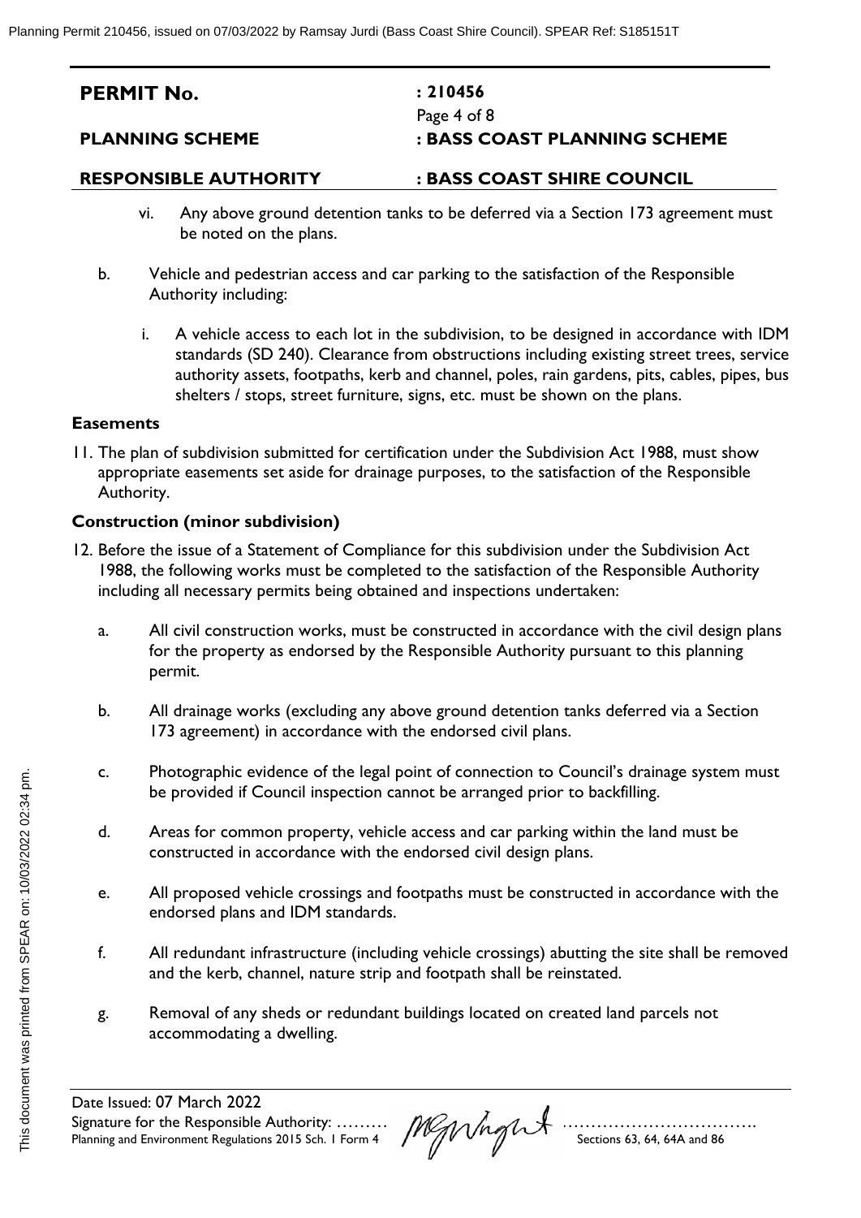| **PERMIT No.** | **: 210456** |
|---|---|
| **PLANNING SCHEME** | **: BASS COAST PLANNING SCHEME** |
| **RESPONSIBLE AUTHORITY** | **: BASS COAST SHIRE COUNCIL** |

vi. Any above ground detention tanks to be deferred via a Section 173 agreement must be noted on the plans.

b. Vehicle and pedestrian access and car parking to the satisfaction of the Responsible Authority including:

i. A vehicle access to each lot in the subdivision, to be designed in accordance with IDM standards (SD 240). Clearance from obstructions including existing street trees, service authority assets, footpaths, kerb and channel, poles, rain gardens, pits, cables, pipes, bus shelters / stops, street furniture, signs, etc. must be shown on the plans.

### Easements

11. The plan of subdivision submitted for certification under the Subdivision Act 1988, must show appropriate easements set aside for drainage purposes, to the satisfaction of the Responsible Authority.

### Construction (minor subdivision)

12. Before the issue of a Statement of Compliance for this subdivision under the Subdivision Act 1988, the following works must be completed to the satisfaction of the Responsible Authority including all necessary permits being obtained and inspections undertaken:

a. All civil construction works, must be constructed in accordance with the civil design plans for the property as endorsed by the Responsible Authority pursuant to this planning permit.

b. All drainage works (excluding any above ground detention tanks deferred via a Section 173 agreement) in accordance with the endorsed civil plans.

c. Photographic evidence of the legal point of connection to Council's drainage system must be provided if Council inspection cannot be arranged prior to backfilling.

d. Areas for common property, vehicle access and car parking within the land must be constructed in accordance with the endorsed civil design plans.

e. All proposed vehicle crossings and footpaths must be constructed in accordance with the endorsed plans and IDM standards.

f. All redundant infrastructure (including vehicle crossings) abutting the site shall be removed and the kerb, channel, nature strip and footpath shall be reinstated.

g. Removal of any sheds or redundant buildings located on created land parcels not accommodating a dwelling.

Date Issued: 07 March 2022
Signature for the Responsible Authority: ……… ……………………………
Planning and Environment Regulations 2015 Sch. 1 Form 4 Sections 63, 64, 64A and 86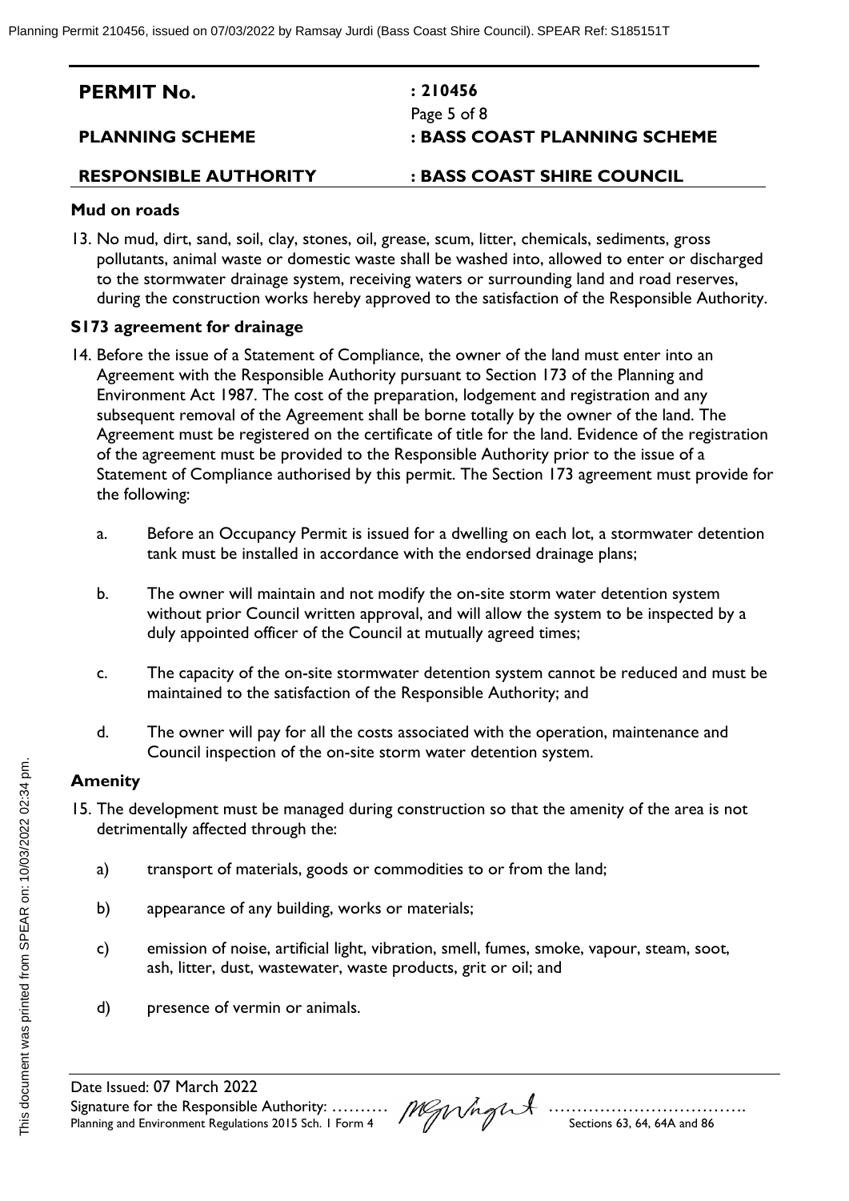| PERMIT No. | : 210456 |
| --- | --- |
| PLANNING SCHEME | : BASS COAST PLANNING SCHEME |
| RESPONSIBLE AUTHORITY | : BASS COAST SHIRE COUNCIL |

**Mud on roads**

13. No mud, dirt, sand, soil, clay, stones, oil, grease, scum, litter, chemicals, sediments, gross pollutants, animal waste or domestic waste shall be washed into, allowed to enter or discharged to the stormwater drainage system, receiving waters or surrounding land and road reserves, during the construction works hereby approved to the satisfaction of the Responsible Authority.

**S173 agreement for drainage**

14. Before the issue of a Statement of Compliance, the owner of the land must enter into an Agreement with the Responsible Authority pursuant to Section 173 of the Planning and Environment Act 1987. The cost of the preparation, lodgement and registration and any subsequent removal of the Agreement shall be borne totally by the owner of the land. The Agreement must be registered on the certificate of title for the land. Evidence of the registration of the agreement must be provided to the Responsible Authority prior to the issue of a Statement of Compliance authorised by this permit. The Section 173 agreement must provide for the following:

    a. Before an Occupancy Permit is issued for a dwelling on each lot, a stormwater detention tank must be installed in accordance with the endorsed drainage plans;

    b. The owner will maintain and not modify the on-site storm water detention system without prior Council written approval, and will allow the system to be inspected by a duly appointed officer of the Council at mutually agreed times;

    c. The capacity of the on-site stormwater detention system cannot be reduced and must be maintained to the satisfaction of the Responsible Authority; and

    d. The owner will pay for all the costs associated with the operation, maintenance and Council inspection of the on-site storm water detention system.

**Amenity**

15. The development must be managed during construction so that the amenity of the area is not detrimentally affected through the:

    a) transport of materials, goods or commodities to or from the land;

    b) appearance of any building, works or materials;

    c) emission of noise, artificial light, vibration, smell, fumes, smoke, vapour, steam, soot, ash, litter, dust, wastewater, waste products, grit or oil; and

    d) presence of vermin or animals.

Date Issued: 07 March 2022
Signature for the Responsible Authority: ……….
Planning and Environment Regulations 2015 Sch. 1 Form 4 — Sections 63, 64, 64A and 86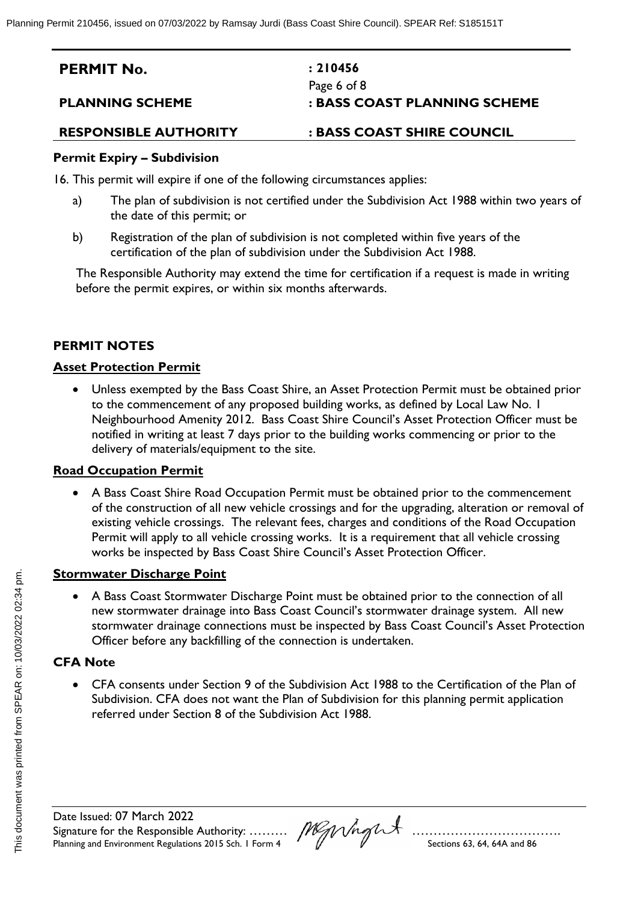| PERMIT No. | : 210456 |
|---|---|
| PLANNING SCHEME | : BASS COAST PLANNING SCHEME |
| RESPONSIBLE AUTHORITY | : BASS COAST SHIRE COUNCIL |

**Permit Expiry – Subdivision**

16. This permit will expire if one of the following circumstances applies:

    a) The plan of subdivision is not certified under the Subdivision Act 1988 within two years of the date of this permit; or

    b) Registration of the plan of subdivision is not completed within five years of the certification of the plan of subdivision under the Subdivision Act 1988.

    The Responsible Authority may extend the time for certification if a request is made in writing before the permit expires, or within six months afterwards.

## PERMIT NOTES

### Asset Protection Permit

- Unless exempted by the Bass Coast Shire, an Asset Protection Permit must be obtained prior to the commencement of any proposed building works, as defined by Local Law No. 1 Neighbourhood Amenity 2012. Bass Coast Shire Council's Asset Protection Officer must be notified in writing at least 7 days prior to the building works commencing or prior to the delivery of materials/equipment to the site.

### Road Occupation Permit

- A Bass Coast Shire Road Occupation Permit must be obtained prior to the commencement of the construction of all new vehicle crossings and for the upgrading, alteration or removal of existing vehicle crossings. The relevant fees, charges and conditions of the Road Occupation Permit will apply to all vehicle crossing works. It is a requirement that all vehicle crossing works be inspected by Bass Coast Shire Council's Asset Protection Officer.

### Stormwater Discharge Point

- A Bass Coast Stormwater Discharge Point must be obtained prior to the connection of all new stormwater drainage into Bass Coast Council's stormwater drainage system. All new stormwater drainage connections must be inspected by Bass Coast Council's Asset Protection Officer before any backfilling of the connection is undertaken.

### CFA Note

- CFA consents under Section 9 of the Subdivision Act 1988 to the Certification of the Plan of Subdivision. CFA does not want the Plan of Subdivision for this planning permit application referred under Section 8 of the Subdivision Act 1988.

Date Issued: 07 March 2022
Signature for the Responsible Authority: ………………………………………
Planning and Environment Regulations 2015 Sch. 1 Form 4 — Sections 63, 64, 64A and 86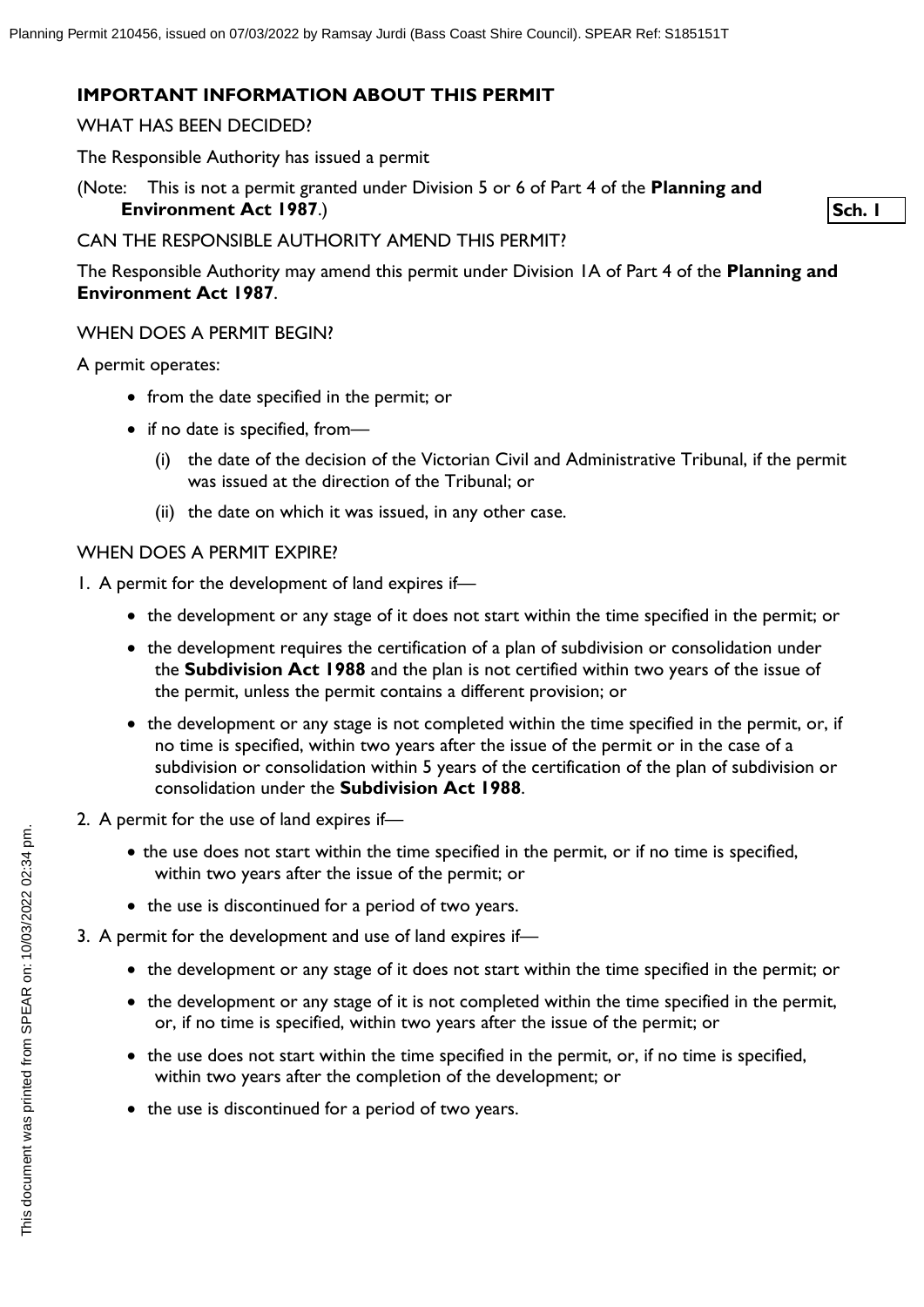## IMPORTANT INFORMATION ABOUT THIS PERMIT

WHAT HAS BEEN DECIDED?

The Responsible Authority has issued a permit

(Note: This is not a permit granted under Division 5 or 6 of Part 4 of the **Planning and Environment Act 1987**.)

**Sch. 1**

CAN THE RESPONSIBLE AUTHORITY AMEND THIS PERMIT?

The Responsible Authority may amend this permit under Division 1A of Part 4 of the **Planning and Environment Act 1987**.

WHEN DOES A PERMIT BEGIN?

A permit operates:

- from the date specified in the permit; or
- if no date is specified, from—
  - (i) the date of the decision of the Victorian Civil and Administrative Tribunal, if the permit was issued at the direction of the Tribunal; or
  - (ii) the date on which it was issued, in any other case.

WHEN DOES A PERMIT EXPIRE?

1. A permit for the development of land expires if—
   - the development or any stage of it does not start within the time specified in the permit; or
   - the development requires the certification of a plan of subdivision or consolidation under the **Subdivision Act 1988** and the plan is not certified within two years of the issue of the permit, unless the permit contains a different provision; or
   - the development or any stage is not completed within the time specified in the permit, or, if no time is specified, within two years after the issue of the permit or in the case of a subdivision or consolidation within 5 years of the certification of the plan of subdivision or consolidation under the **Subdivision Act 1988**.
2. A permit for the use of land expires if—
   - the use does not start within the time specified in the permit, or if no time is specified, within two years after the issue of the permit; or
   - the use is discontinued for a period of two years.
3. A permit for the development and use of land expires if—
   - the development or any stage of it does not start within the time specified in the permit; or
   - the development or any stage of it is not completed within the time specified in the permit, or, if no time is specified, within two years after the issue of the permit; or
   - the use does not start within the time specified in the permit, or, if no time is specified, within two years after the completion of the development; or
   - the use is discontinued for a period of two years.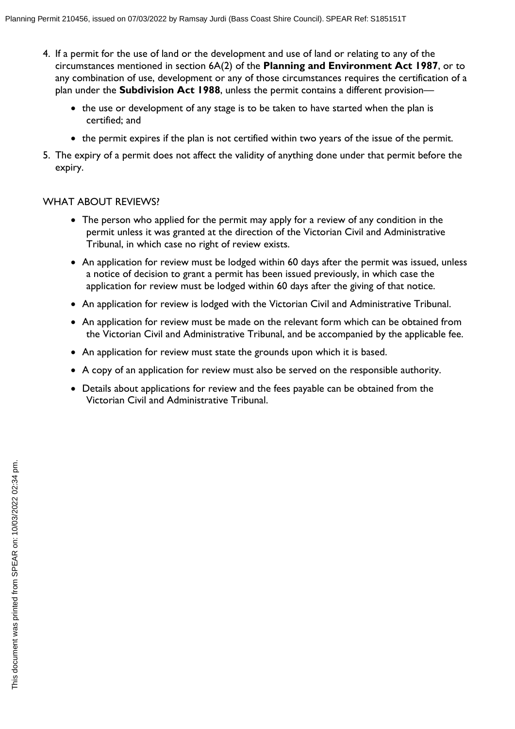4. If a permit for the use of land or the development and use of land or relating to any of the circumstances mentioned in section 6A(2) of the **Planning and Environment Act 1987**, or to any combination of use, development or any of those circumstances requires the certification of a plan under the **Subdivision Act 1988**, unless the permit contains a different provision—
   - the use or development of any stage is to be taken to have started when the plan is certified; and
   - the permit expires if the plan is not certified within two years of the issue of the permit.
5. The expiry of a permit does not affect the validity of anything done under that permit before the expiry.

WHAT ABOUT REVIEWS?

- The person who applied for the permit may apply for a review of any condition in the permit unless it was granted at the direction of the Victorian Civil and Administrative Tribunal, in which case no right of review exists.
- An application for review must be lodged within 60 days after the permit was issued, unless a notice of decision to grant a permit has been issued previously, in which case the application for review must be lodged within 60 days after the giving of that notice.
- An application for review is lodged with the Victorian Civil and Administrative Tribunal.
- An application for review must be made on the relevant form which can be obtained from the Victorian Civil and Administrative Tribunal, and be accompanied by the applicable fee.
- An application for review must state the grounds upon which it is based.
- A copy of an application for review must also be served on the responsible authority.
- Details about applications for review and the fees payable can be obtained from the Victorian Civil and Administrative Tribunal.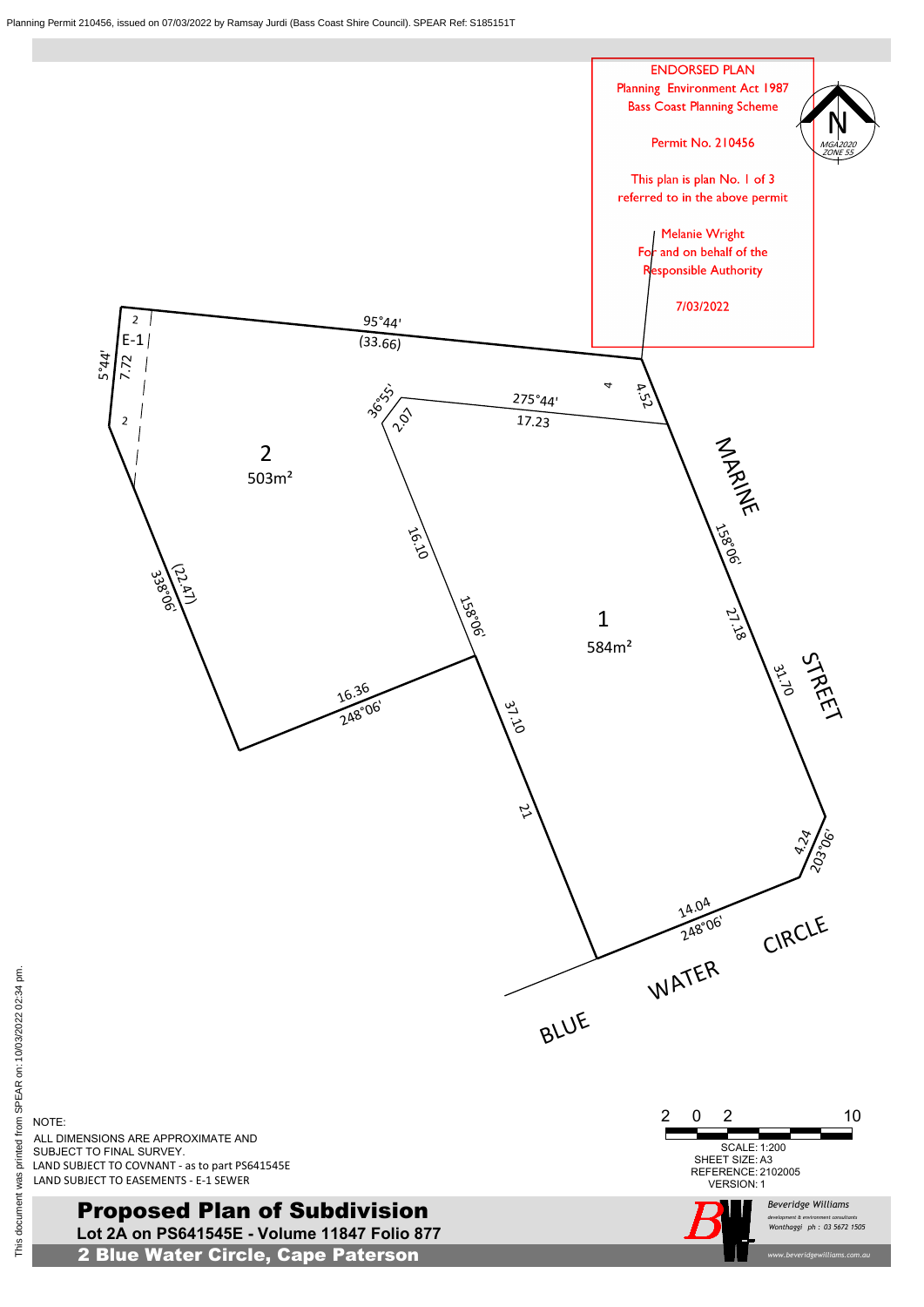Planning Permit 210456, issued on 07/03/2022 by Ramsay Jurdi (Bass Coast Shire Council). SPEAR Ref: S185151T

ENDORSED PLAN
Planning Environment Act 1987
Bass Coast Planning Scheme

Permit No. 210456

This plan is plan No. 1 of 3
referred to in the above permit

Melanie Wright
For and on behalf of the
Responsible Authority

7/03/2022

N
MGA2020
ZONE 55

95°44'
(33.66)

275°44'
17.23

36°55'
2.07

4
4.52

E-1
2
2
7.72
5°44'

2
503m²

MARINE

158°06'

27.18

31.70

STREET

16.10

158°06'

(22.47)
338°06'

1
584m²

16.36
248°06'

37.10

21

4.24
203°06'

14.04
248°06'

BLUE WATER CIRCLE

NOTE:
ALL DIMENSIONS ARE APPROXIMATE AND SUBJECT TO FINAL SURVEY.
LAND SUBJECT TO COVNANT - as to part PS641545E
LAND SUBJECT TO EASEMENTS - E-1 SEWER

2 0 2 10

SCALE: 1:200
SHEET SIZE: A3
REFERENCE: 2102005
VERSION: 1

# Proposed Plan of Subdivision

**Lot 2A on PS641545E - Volume 11847 Folio 877**

**2 Blue Water Circle, Cape Paterson**

*Beveridge Williams*
*development & environment consultants*
*Wonthaggi ph : 03 5672 1505*
*www.beveridgewilliams.com.au*

This document was printed from SPEAR on: 10/03/2022 02:34 pm.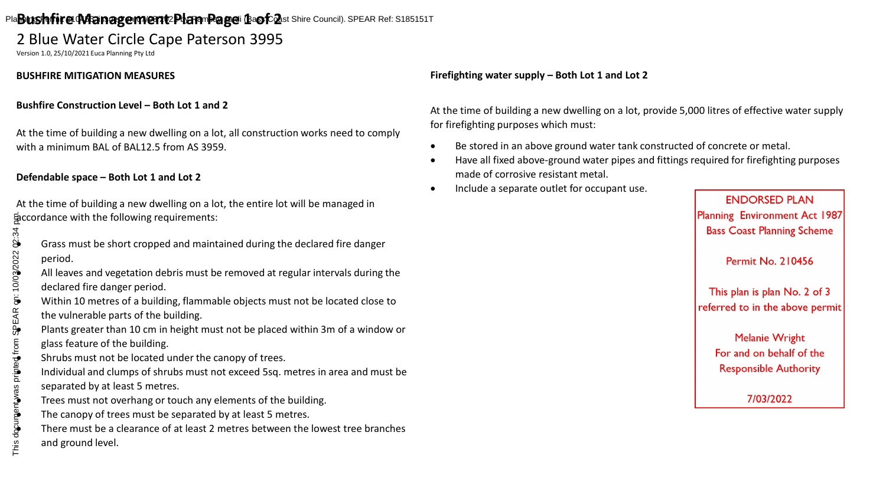# Bushfire Management Plan Page 1 of 2

2 Blue Water Circle Cape Paterson 3995

Version 1.0, 25/10/2021 Euca Planning Pty Ltd

**BUSHFIRE MITIGATION MEASURES**

**Bushfire Construction Level – Both Lot 1 and 2**

At the time of building a new dwelling on a lot, all construction works need to comply with a minimum BAL of BAL12.5 from AS 3959.

**Defendable space – Both Lot 1 and Lot 2**

At the time of building a new dwelling on a lot, the entire lot will be managed in accordance with the following requirements:

- Grass must be short cropped and maintained during the declared fire danger period.
- All leaves and vegetation debris must be removed at regular intervals during the declared fire danger period.
- Within 10 metres of a building, flammable objects must not be located close to the vulnerable parts of the building.
- Plants greater than 10 cm in height must not be placed within 3m of a window or glass feature of the building.
- Shrubs must not be located under the canopy of trees.
- Individual and clumps of shrubs must not exceed 5sq. metres in area and must be separated by at least 5 metres.
- Trees must not overhang or touch any elements of the building.
- The canopy of trees must be separated by at least 5 metres.
- There must be a clearance of at least 2 metres between the lowest tree branches and ground level.

**Firefighting water supply – Both Lot 1 and Lot 2**

At the time of building a new dwelling on a lot, provide 5,000 litres of effective water supply for firefighting purposes which must:

- Be stored in an above ground water tank constructed of concrete or metal.
- Have all fixed above-ground water pipes and fittings required for firefighting purposes made of corrosive resistant metal.
- Include a separate outlet for occupant use.

ENDORSED PLAN
Planning Environment Act 1987
Bass Coast Planning Scheme

Permit No. 210456

This plan is plan No. 2 of 3 referred to in the above permit

Melanie Wright
For and on behalf of the Responsible Authority

7/03/2022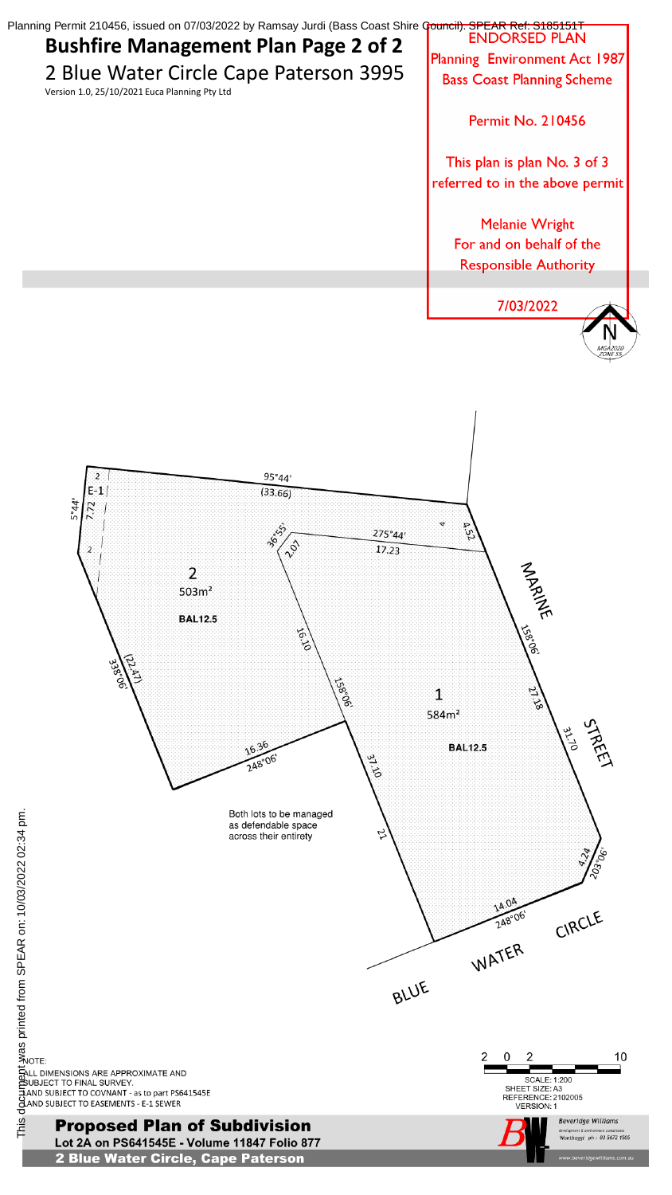Planning Permit 210456, issued on 07/03/2022 by Ramsay Jurdi (Bass Coast Shire Council). SPEAR Ref: S185151T

# Bushfire Management Plan Page 2 of 2

2 Blue Water Circle Cape Paterson 3995

Version 1.0, 25/10/2021 Euca Planning Pty Ltd

ENDORSED PLAN
Planning Environment Act 1987
Bass Coast Planning Scheme

Permit No. 210456

This plan is plan No. 3 of 3 referred to in the above permit

Melanie Wright
For and on behalf of the Responsible Authority

7/03/2022

N
MGA2020 ZONE 55

2
503m²
BAL12.5

1
584m²
BAL12.5

Both lots to be managed as defendable space across their entirety

E-1
95°44'
(33.66)
5°44'
7.72
2
2
36°55'
2.07
275°44'
17.23
4
4.52
16.10
158°06'
338°06'
(22.47)
16.36
248°06'
37.10
21
158°06'
27.18
31.70
4.24
203°06'
14.04
248°06'

MARINE STREET
BLUE WATER CIRCLE

NOTE:
ALL DIMENSIONS ARE APPROXIMATE AND SUBJECT TO FINAL SURVEY.
LAND SUBJECT TO COVNANT - as to part PS641545E
LAND SUBJECT TO EASEMENTS - E-1 SEWER

2 0 2 10
SCALE: 1:200
SHEET SIZE: A3
REFERENCE: 2102005
VERSION: 1

Beveridge Williams
development & environment consultants
Wonthaggi ph: 03 5672 1505
www.beveridgewilliams.com.au

**Proposed Plan of Subdivision**

**Lot 2A on PS641545E - Volume 11847 Folio 877**

**2 Blue Water Circle, Cape Paterson**

This document was printed from SPEAR on: 10/03/2022 02:34 pm.